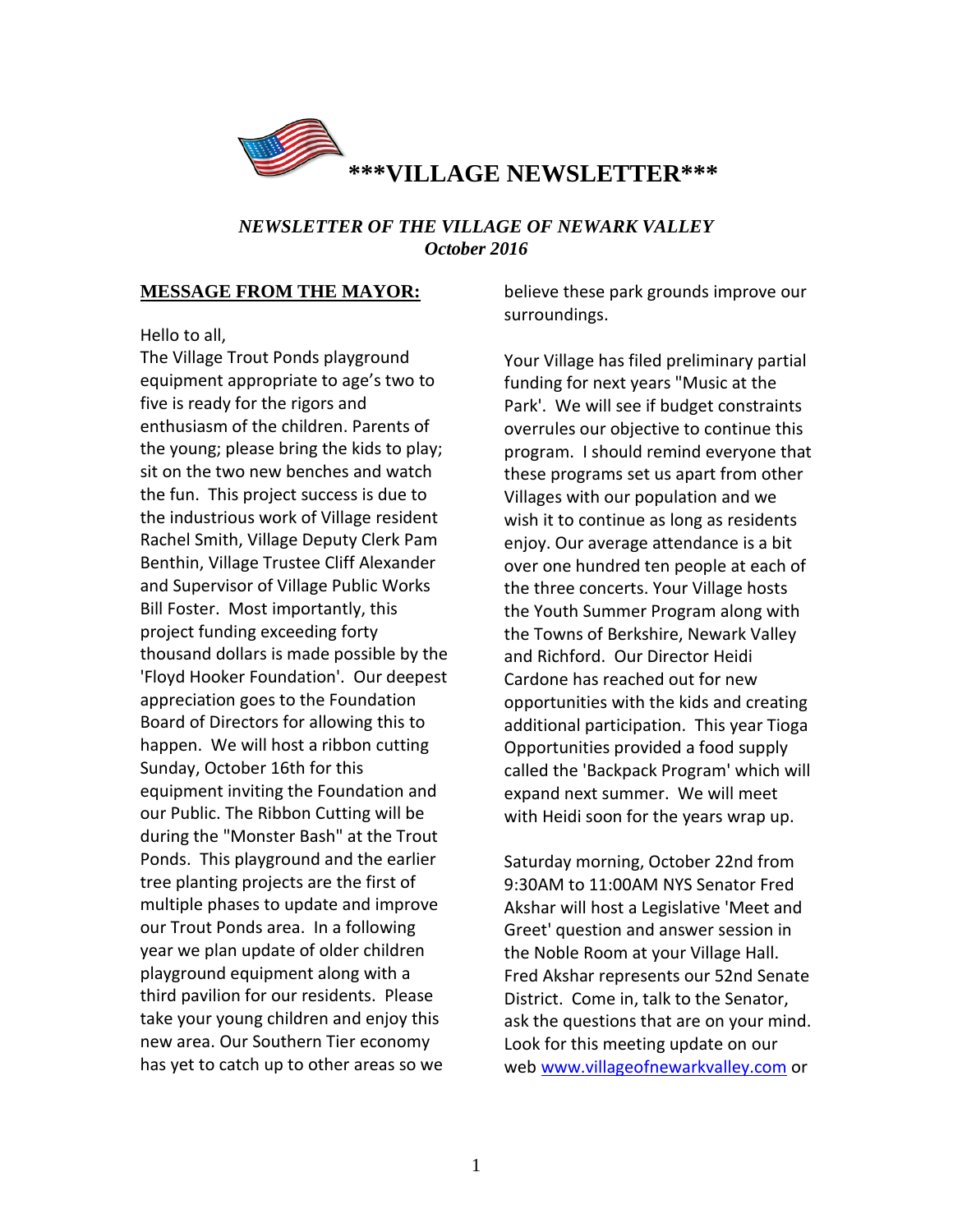# ***VILLAGE NEWSLETTER***

***NEWSLETTER OF THE VILLAGE OF NEWARK VALLEY***
***October 2016***

## MESSAGE FROM THE MAYOR:

Hello to all,

The Village Trout Ponds playground equipment appropriate to age's two to five is ready for the rigors and enthusiasm of the children. Parents of the young; please bring the kids to play; sit on the two new benches and watch the fun. This project success is due to the industrious work of Village resident Rachel Smith, Village Deputy Clerk Pam Benthin, Village Trustee Cliff Alexander and Supervisor of Village Public Works Bill Foster. Most importantly, this project funding exceeding forty thousand dollars is made possible by the 'Floyd Hooker Foundation'. Our deepest appreciation goes to the Foundation Board of Directors for allowing this to happen. We will host a ribbon cutting Sunday, October 16th for this equipment inviting the Foundation and our Public. The Ribbon Cutting will be during the "Monster Bash" at the Trout Ponds. This playground and the earlier tree planting projects are the first of multiple phases to update and improve our Trout Ponds area. In a following year we plan update of older children playground equipment along with a third pavilion for our residents. Please take your young children and enjoy this new area. Our Southern Tier economy has yet to catch up to other areas so we believe these park grounds improve our surroundings.

Your Village has filed preliminary partial funding for next years "Music at the Park'. We will see if budget constraints overrules our objective to continue this program. I should remind everyone that these programs set us apart from other Villages with our population and we wish it to continue as long as residents enjoy. Our average attendance is a bit over one hundred ten people at each of the three concerts. Your Village hosts the Youth Summer Program along with the Towns of Berkshire, Newark Valley and Richford. Our Director Heidi Cardone has reached out for new opportunities with the kids and creating additional participation. This year Tioga Opportunities provided a food supply called the 'Backpack Program' which will expand next summer. We will meet with Heidi soon for the years wrap up.

Saturday morning, October 22nd from 9:30AM to 11:00AM NYS Senator Fred Akshar will host a Legislative 'Meet and Greet' question and answer session in the Noble Room at your Village Hall. Fred Akshar represents our 52nd Senate District. Come in, talk to the Senator, ask the questions that are on your mind. Look for this meeting update on our web [www.villageofnewarkvalley.com](http://www.villageofnewarkvalley.com) or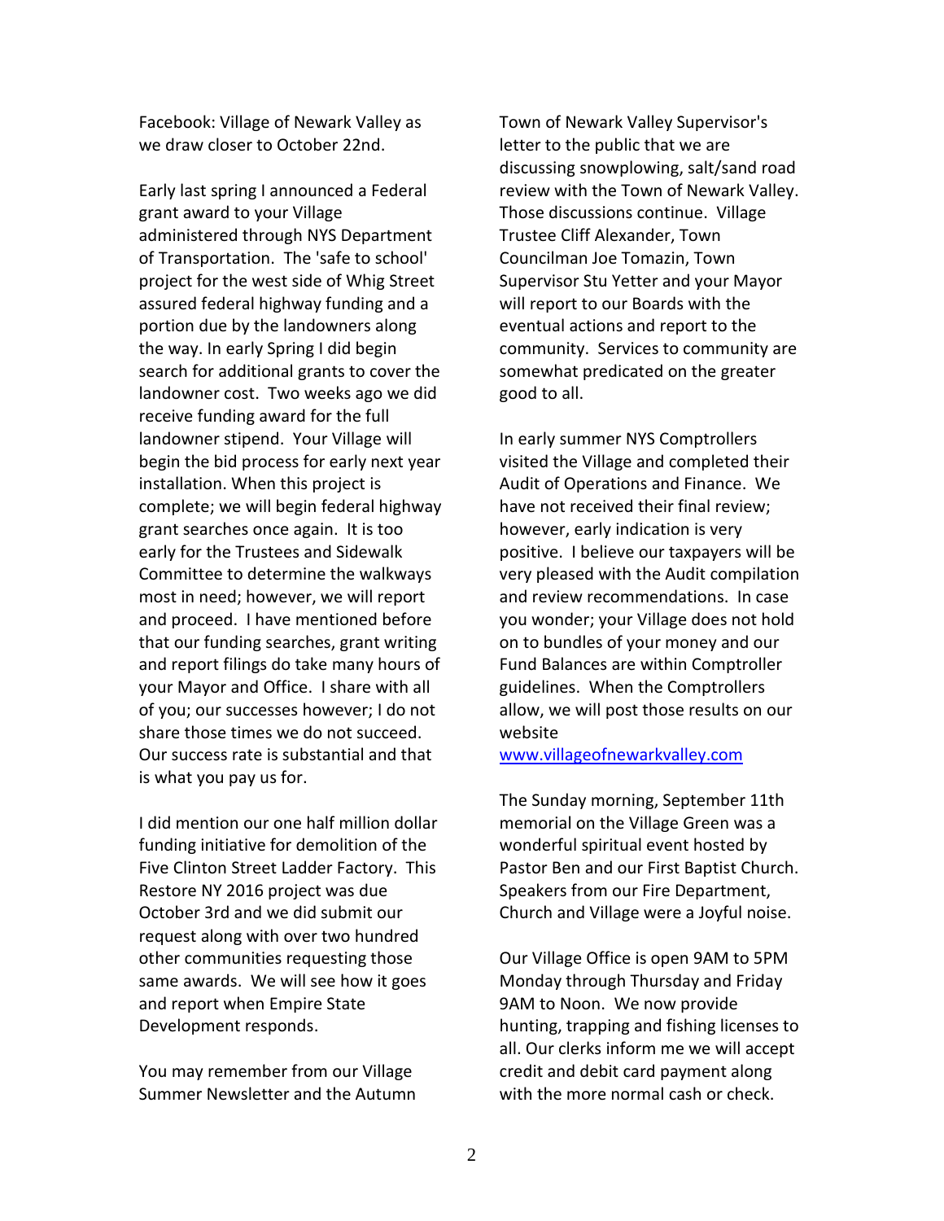Facebook: Village of Newark Valley as we draw closer to October 22nd.

Early last spring I announced a Federal grant award to your Village administered through NYS Department of Transportation. The 'safe to school' project for the west side of Whig Street assured federal highway funding and a portion due by the landowners along the way. In early Spring I did begin search for additional grants to cover the landowner cost. Two weeks ago we did receive funding award for the full landowner stipend. Your Village will begin the bid process for early next year installation. When this project is complete; we will begin federal highway grant searches once again. It is too early for the Trustees and Sidewalk Committee to determine the walkways most in need; however, we will report and proceed. I have mentioned before that our funding searches, grant writing and report filings do take many hours of your Mayor and Office. I share with all of you; our successes however; I do not share those times we do not succeed. Our success rate is substantial and that is what you pay us for.

I did mention our one half million dollar funding initiative for demolition of the Five Clinton Street Ladder Factory. This Restore NY 2016 project was due October 3rd and we did submit our request along with over two hundred other communities requesting those same awards. We will see how it goes and report when Empire State Development responds.

You may remember from our Village Summer Newsletter and the Autumn Town of Newark Valley Supervisor's letter to the public that we are discussing snowplowing, salt/sand road review with the Town of Newark Valley. Those discussions continue. Village Trustee Cliff Alexander, Town Councilman Joe Tomazin, Town Supervisor Stu Yetter and your Mayor will report to our Boards with the eventual actions and report to the community. Services to community are somewhat predicated on the greater good to all.

In early summer NYS Comptrollers visited the Village and completed their Audit of Operations and Finance. We have not received their final review; however, early indication is very positive. I believe our taxpayers will be very pleased with the Audit compilation and review recommendations. In case you wonder; your Village does not hold on to bundles of your money and our Fund Balances are within Comptroller guidelines. When the Comptrollers allow, we will post those results on our website [www.villageofnewarkvalley.com](http://www.villageofnewarkvalley.com)

The Sunday morning, September 11th memorial on the Village Green was a wonderful spiritual event hosted by Pastor Ben and our First Baptist Church. Speakers from our Fire Department, Church and Village were a Joyful noise.

Our Village Office is open 9AM to 5PM Monday through Thursday and Friday 9AM to Noon. We now provide hunting, trapping and fishing licenses to all. Our clerks inform me we will accept credit and debit card payment along with the more normal cash or check.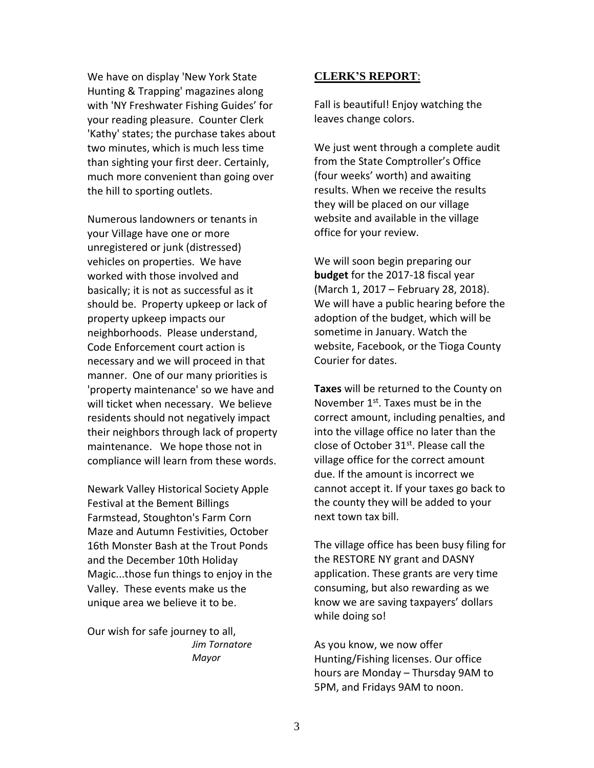We have on display 'New York State Hunting & Trapping' magazines along with 'NY Freshwater Fishing Guides' for your reading pleasure. Counter Clerk 'Kathy' states; the purchase takes about two minutes, which is much less time than sighting your first deer. Certainly, much more convenient than going over the hill to sporting outlets.

Numerous landowners or tenants in your Village have one or more unregistered or junk (distressed) vehicles on properties. We have worked with those involved and basically; it is not as successful as it should be. Property upkeep or lack of property upkeep impacts our neighborhoods. Please understand, Code Enforcement court action is necessary and we will proceed in that manner. One of our many priorities is 'property maintenance' so we have and will ticket when necessary. We believe residents should not negatively impact their neighbors through lack of property maintenance. We hope those not in compliance will learn from these words.

Newark Valley Historical Society Apple Festival at the Bement Billings Farmstead, Stoughton's Farm Corn Maze and Autumn Festivities, October 16th Monster Bash at the Trout Ponds and the December 10th Holiday Magic...those fun things to enjoy in the Valley. These events make us the unique area we believe it to be.

Our wish for safe journey to all,

*Jim Tornatore*
*Mayor*

## CLERK'S REPORT:

Fall is beautiful! Enjoy watching the leaves change colors.

We just went through a complete audit from the State Comptroller's Office (four weeks' worth) and awaiting results. When we receive the results they will be placed on our village website and available in the village office for your review.

We will soon begin preparing our **budget** for the 2017-18 fiscal year (March 1, 2017 – February 28, 2018). We will have a public hearing before the adoption of the budget, which will be sometime in January. Watch the website, Facebook, or the Tioga County Courier for dates.

**Taxes** will be returned to the County on November 1st. Taxes must be in the correct amount, including penalties, and into the village office no later than the close of October 31st. Please call the village office for the correct amount due. If the amount is incorrect we cannot accept it. If your taxes go back to the county they will be added to your next town tax bill.

The village office has been busy filing for the RESTORE NY grant and DASNY application. These grants are very time consuming, but also rewarding as we know we are saving taxpayers' dollars while doing so!

As you know, we now offer Hunting/Fishing licenses. Our office hours are Monday – Thursday 9AM to 5PM, and Fridays 9AM to noon.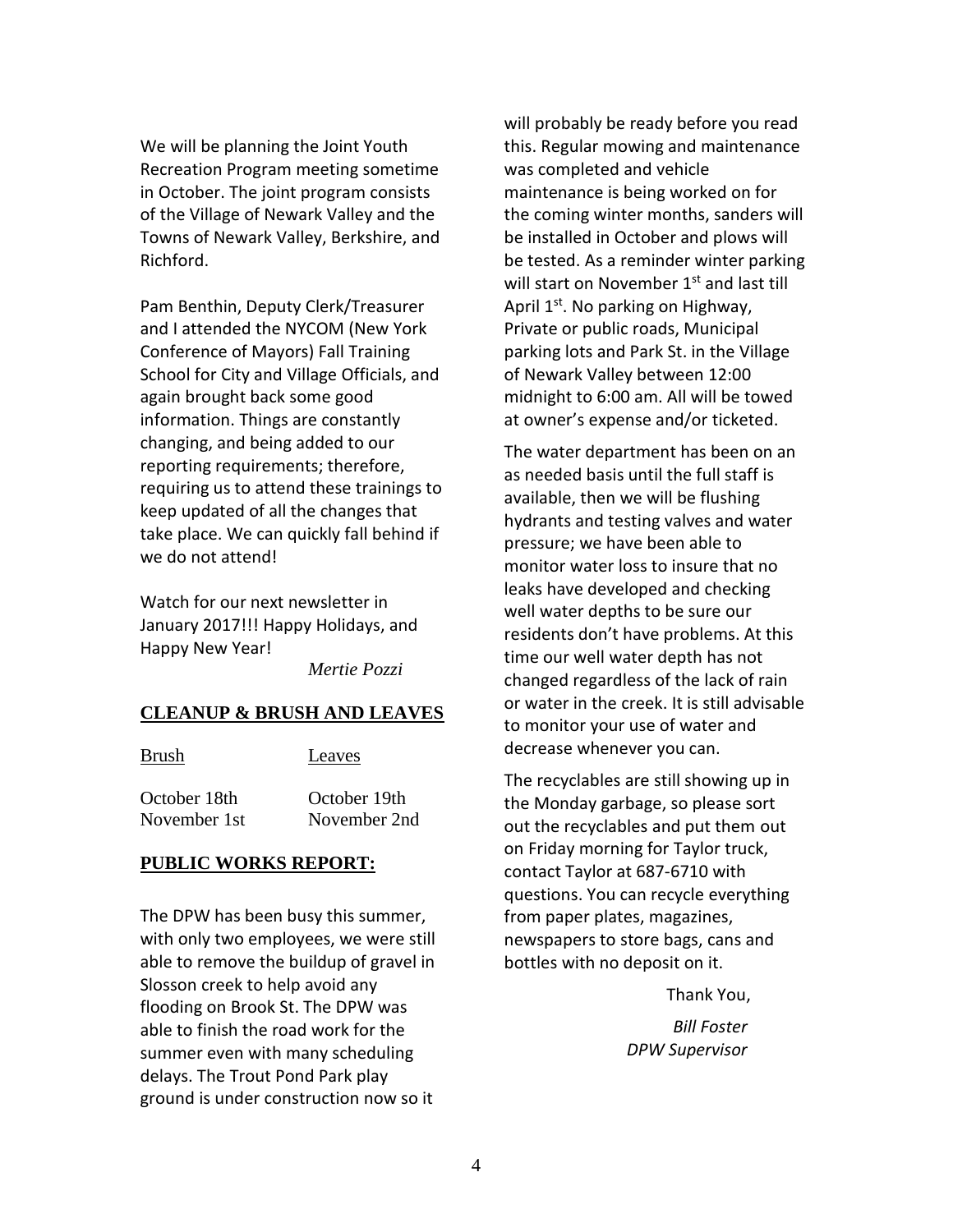We will be planning the Joint Youth Recreation Program meeting sometime in October. The joint program consists of the Village of Newark Valley and the Towns of Newark Valley, Berkshire, and Richford.

Pam Benthin, Deputy Clerk/Treasurer and I attended the NYCOM (New York Conference of Mayors) Fall Training School for City and Village Officials, and again brought back some good information. Things are constantly changing, and being added to our reporting requirements; therefore, requiring us to attend these trainings to keep updated of all the changes that take place. We can quickly fall behind if we do not attend!

Watch for our next newsletter in January 2017!!! Happy Holidays, and Happy New Year!

*Mertie Pozzi*

## CLEANUP & BRUSH AND LEAVES

| Brush | Leaves |
|---|---|
| October 18th | October 19th |
| November 1st | November 2nd |

## PUBLIC WORKS REPORT:

The DPW has been busy this summer, with only two employees, we were still able to remove the buildup of gravel in Slosson creek to help avoid any flooding on Brook St. The DPW was able to finish the road work for the summer even with many scheduling delays. The Trout Pond Park play ground is under construction now so it will probably be ready before you read this. Regular mowing and maintenance was completed and vehicle maintenance is being worked on for the coming winter months, sanders will be installed in October and plows will be tested. As a reminder winter parking will start on November 1st and last till April 1st. No parking on Highway, Private or public roads, Municipal parking lots and Park St. in the Village of Newark Valley between 12:00 midnight to 6:00 am. All will be towed at owner's expense and/or ticketed.

The water department has been on an as needed basis until the full staff is available, then we will be flushing hydrants and testing valves and water pressure; we have been able to monitor water loss to insure that no leaks have developed and checking well water depths to be sure our residents don't have problems. At this time our well water depth has not changed regardless of the lack of rain or water in the creek. It is still advisable to monitor your use of water and decrease whenever you can.

The recyclables are still showing up in the Monday garbage, so please sort out the recyclables and put them out on Friday morning for Taylor truck, contact Taylor at 687-6710 with questions. You can recycle everything from paper plates, magazines, newspapers to store bags, cans and bottles with no deposit on it.

Thank You,

*Bill Foster*
*DPW Supervisor*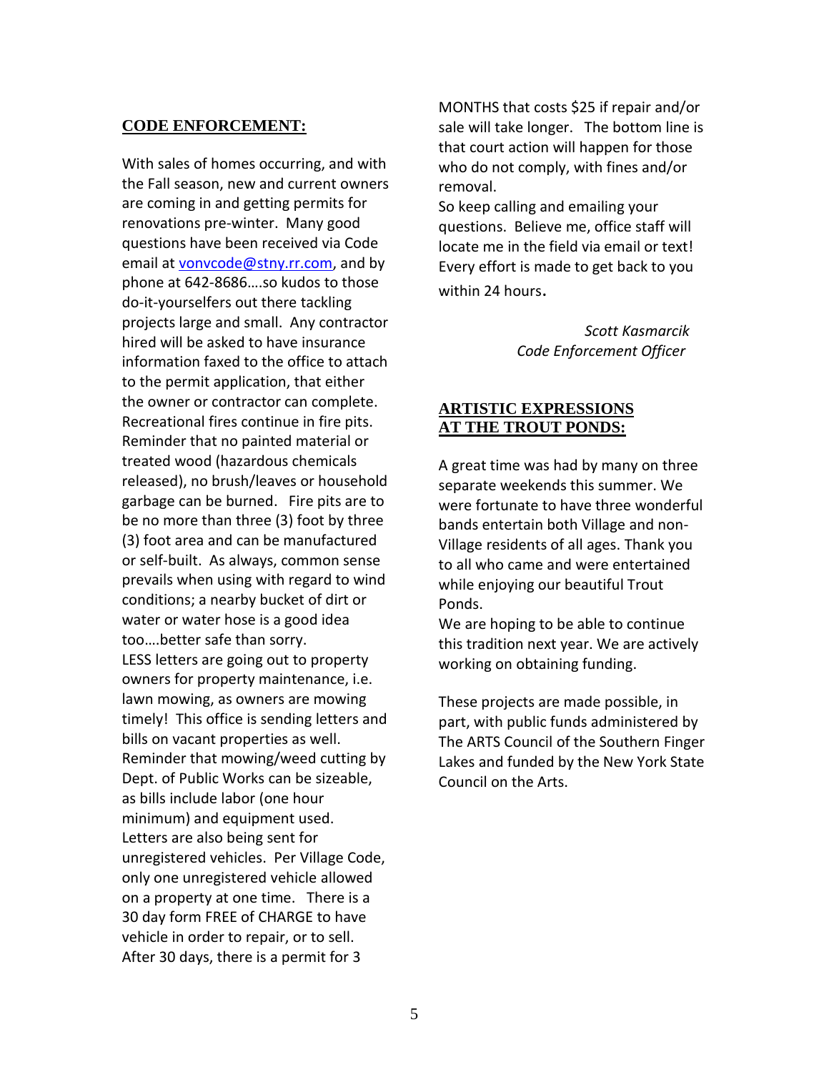## CODE ENFORCEMENT:

With sales of homes occurring, and with the Fall season, new and current owners are coming in and getting permits for renovations pre-winter. Many good questions have been received via Code email at vonvcode@stny.rr.com, and by phone at 642-8686….so kudos to those do-it-yourselfers out there tackling projects large and small. Any contractor hired will be asked to have insurance information faxed to the office to attach to the permit application, that either the owner or contractor can complete. Recreational fires continue in fire pits. Reminder that no painted material or treated wood (hazardous chemicals released), no brush/leaves or household garbage can be burned. Fire pits are to be no more than three (3) foot by three (3) foot area and can be manufactured or self-built. As always, common sense prevails when using with regard to wind conditions; a nearby bucket of dirt or water or water hose is a good idea too….better safe than sorry.
LESS letters are going out to property owners for property maintenance, i.e. lawn mowing, as owners are mowing timely! This office is sending letters and bills on vacant properties as well. Reminder that mowing/weed cutting by Dept. of Public Works can be sizeable, as bills include labor (one hour minimum) and equipment used. Letters are also being sent for unregistered vehicles. Per Village Code, only one unregistered vehicle allowed on a property at one time. There is a 30 day form FREE of CHARGE to have vehicle in order to repair, or to sell. After 30 days, there is a permit for 3 MONTHS that costs $25 if repair and/or sale will take longer. The bottom line is that court action will happen for those who do not comply, with fines and/or removal.
So keep calling and emailing your questions. Believe me, office staff will locate me in the field via email or text! Every effort is made to get back to you within 24 hours.

*Scott Kasmarcik*
*Code Enforcement Officer*

## ARTISTIC EXPRESSIONS AT THE TROUT PONDS:

A great time was had by many on three separate weekends this summer. We were fortunate to have three wonderful bands entertain both Village and non-Village residents of all ages. Thank you to all who came and were entertained while enjoying our beautiful Trout Ponds.
We are hoping to be able to continue this tradition next year. We are actively working on obtaining funding.

These projects are made possible, in part, with public funds administered by The ARTS Council of the Southern Finger Lakes and funded by the New York State Council on the Arts.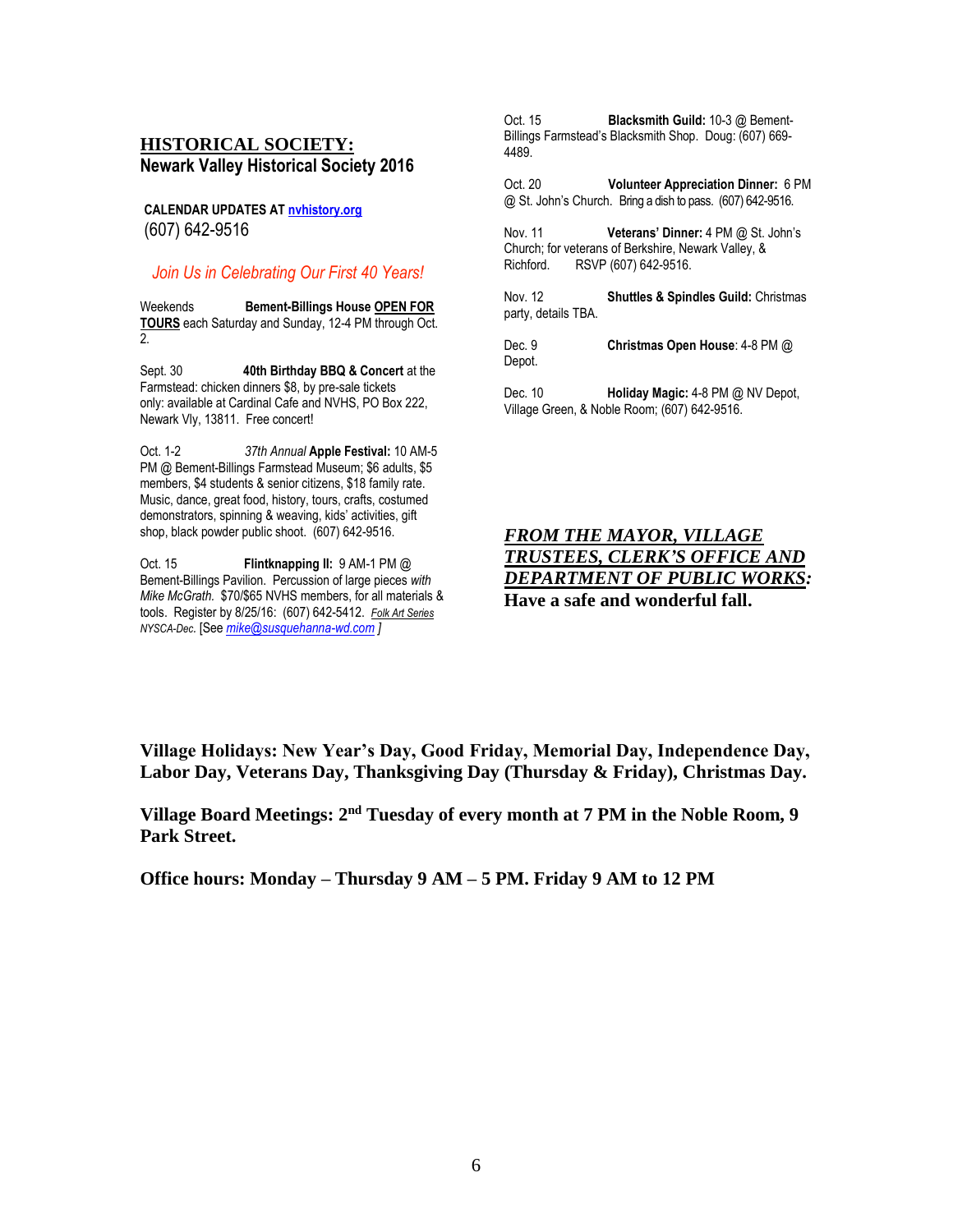## HISTORICAL SOCIETY:

### Newark Valley Historical Society 2016

**CALENDAR UPDATES AT nvhistory.org**
(607) 642-9516

*Join Us in Celebrating Our First 40 Years!*

Weekends **Bement-Billings House OPEN FOR TOURS** each Saturday and Sunday, 12-4 PM through Oct. 2.

Sept. 30 **40th Birthday BBQ & Concert** at the Farmstead: chicken dinners $8, by pre-sale tickets only: available at Cardinal Cafe and NVHS, PO Box 222, Newark Vly, 13811. Free concert!

Oct. 1-2 *37th Annual* **Apple Festival:** 10 AM-5 PM @ Bement-Billings Farmstead Museum; $6 adults, $5 members, $4 students & senior citizens, $18 family rate. Music, dance, great food, history, tours, crafts, costumed demonstrators, spinning & weaving, kids' activities, gift shop, black powder public shoot. (607) 642-9516.

Oct. 15 **Flintknapping II:** 9 AM-1 PM @ Bement-Billings Pavilion. Percussion of large pieces *with Mike McGrath.* $70/$65 NVHS members, for all materials & tools. Register by 8/25/16: (607) 642-5412. *Folk Art Series NYSCA-Dec*. [See *mike@susquehanna-wd.com* ]

Oct. 15 **Blacksmith Guild:** 10-3 @ Bement-Billings Farmstead's Blacksmith Shop. Doug: (607) 669-4489.

Oct. 20 **Volunteer Appreciation Dinner:** 6 PM @ St. John's Church. Bring a dish to pass. (607) 642-9516.

Nov. 11 **Veterans' Dinner:** 4 PM @ St. John's Church; for veterans of Berkshire, Newark Valley, & Richford. RSVP (607) 642-9516.

Nov. 12 **Shuttles & Spindles Guild:** Christmas party, details TBA.

Dec. 9 **Christmas Open House**: 4-8 PM @ Depot.

Dec. 10 **Holiday Magic:** 4-8 PM @ NV Depot, Village Green, & Noble Room; (607) 642-9516.

## *FROM THE MAYOR, VILLAGE TRUSTEES, CLERK'S OFFICE AND DEPARTMENT OF PUBLIC WORKS:*

**Have a safe and wonderful fall.**

**Village Holidays: New Year's Day, Good Friday, Memorial Day, Independence Day, Labor Day, Veterans Day, Thanksgiving Day (Thursday & Friday), Christmas Day.**

**Village Board Meetings: 2nd Tuesday of every month at 7 PM in the Noble Room, 9 Park Street.**

**Office hours: Monday – Thursday 9 AM – 5 PM. Friday 9 AM to 12 PM**